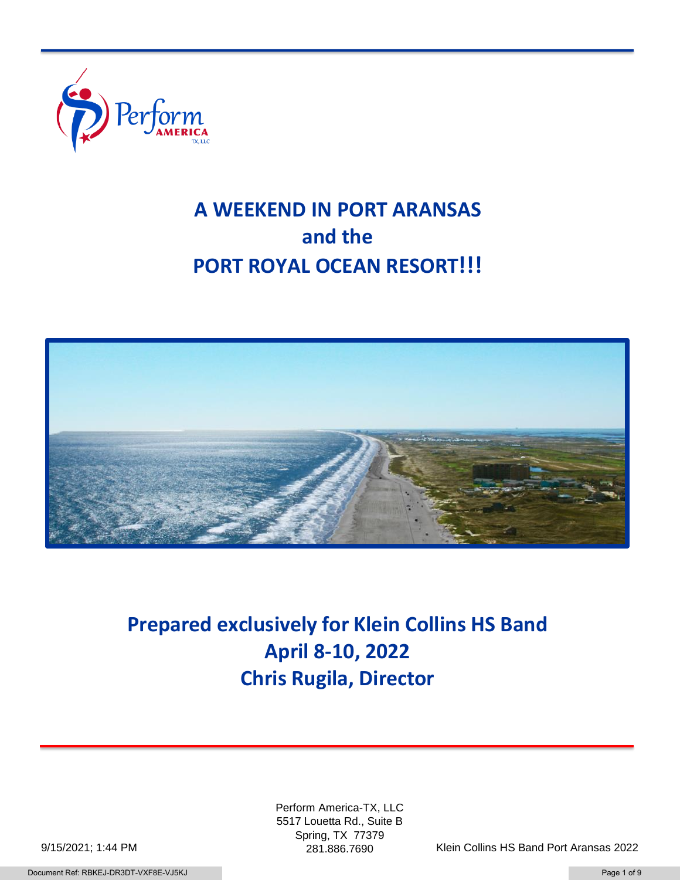# A WEEKEND IN PORT ARANSAS
# and the
# PORT ROYAL OCEAN RESORT!!!

## Prepared exclusively for Klein Collins HS Band
## April 8-10, 2022
## Chris Rugila, Director

Perform America-TX, LLC
5517 Louetta Rd., Suite B
Spring, TX 77379
281.886.7690

9/15/2021; 1:44 PM

Klein Collins HS Band Port Aransas 2022

Document Ref: RBKEJ-DR3DT-VXF8E-VJ5KJ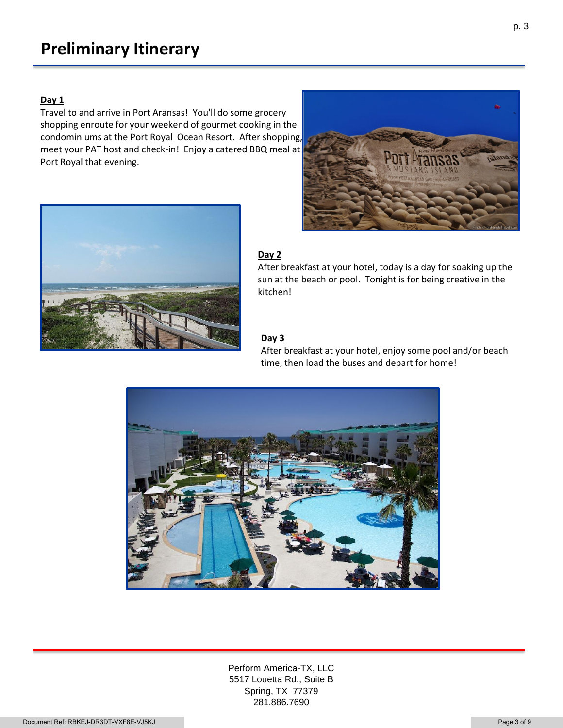# Preliminary Itinerary

**Day 1**

Travel to and arrive in Port Aransas! You'll do some grocery shopping enroute for your weekend of gourmet cooking in the condominiums at the Port Royal Ocean Resort. After shopping, meet your PAT host and check-in! Enjoy a catered BBQ meal at Port Royal that evening.

**Day 2**

After breakfast at your hotel, today is a day for soaking up the sun at the beach or pool. Tonight is for being creative in the kitchen!

**Day 3**

After breakfast at your hotel, enjoy some pool and/or beach time, then load the buses and depart for home!

Perform America-TX, LLC
5517 Louetta Rd., Suite B
Spring, TX 77379
281.886.7690

Document Ref: RBKEJ-DR3DT-VXF8E-VJ5KJ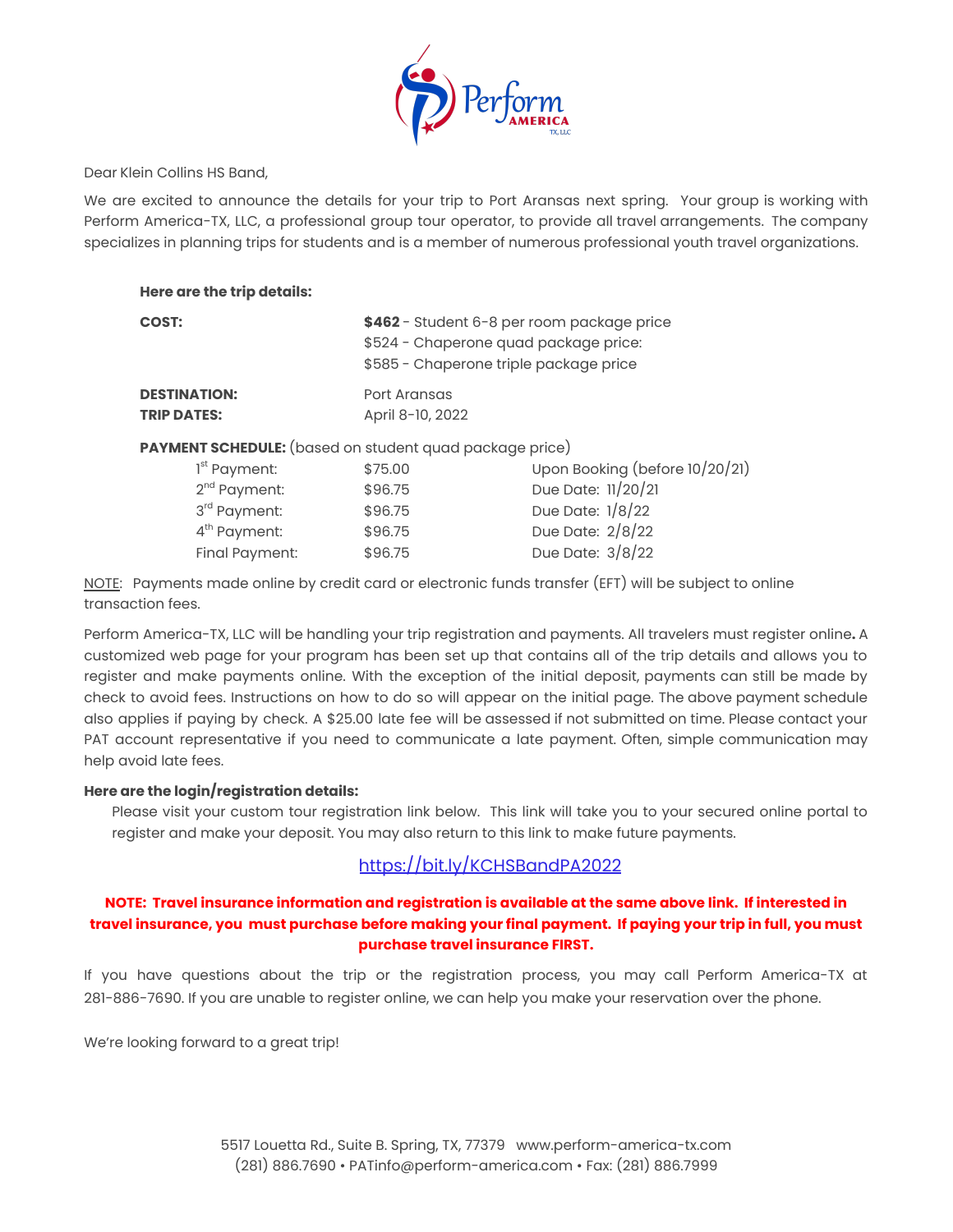Dear Klein Collins HS Band,

We are excited to announce the details for your trip to Port Aransas next spring. Your group is working with Perform America-TX, LLC, a professional group tour operator, to provide all travel arrangements. The company specializes in planning trips for students and is a member of numerous professional youth travel organizations.

**Here are the trip details:**

| | |
|---|---|
| **COST:** | **$462** - Student 6-8 per room package price<br>$524 - Chaperone quad package price:<br>$585 - Chaperone triple package price |
| **DESTINATION:** | Port Aransas |
| **TRIP DATES:** | April 8-10, 2022 |

**PAYMENT SCHEDULE:** (based on student quad package price)

| | | |
|---|---|---|
| 1st Payment: | $75.00 | Upon Booking (before 10/20/21) |
| 2nd Payment: | $96.75 | Due Date: 11/20/21 |
| 3rd Payment: | $96.75 | Due Date: 1/8/22 |
| 4th Payment: | $96.75 | Due Date: 2/8/22 |
| Final Payment: | $96.75 | Due Date: 3/8/22 |

NOTE: Payments made online by credit card or electronic funds transfer (EFT) will be subject to online transaction fees.

Perform America-TX, LLC will be handling your trip registration and payments. All travelers must register online**.** A customized web page for your program has been set up that contains all of the trip details and allows you to register and make payments online. With the exception of the initial deposit, payments can still be made by check to avoid fees. Instructions on how to do so will appear on the initial page. The above payment schedule also applies if paying by check. A $25.00 late fee will be assessed if not submitted on time. Please contact your PAT account representative if you need to communicate a late payment. Often, simple communication may help avoid late fees.

**Here are the login/registration details:**

Please visit your custom tour registration link below. This link will take you to your secured online portal to register and make your deposit. You may also return to this link to make future payments.

https://bit.ly/KCHSBandPA2022

**NOTE: Travel insurance information and registration is available at the same above link. If interested in travel insurance, you must purchase before making your final payment. If paying your trip in full, you must purchase travel insurance FIRST.**

If you have questions about the trip or the registration process, you may call Perform America-TX at 281-886-7690. If you are unable to register online, we can help you make your reservation over the phone.

We're looking forward to a great trip!

5517 Louetta Rd., Suite B. Spring, TX, 77379 www.perform-america-tx.com
(281) 886.7690 • PATinfo@perform-america.com • Fax: (281) 886.7999